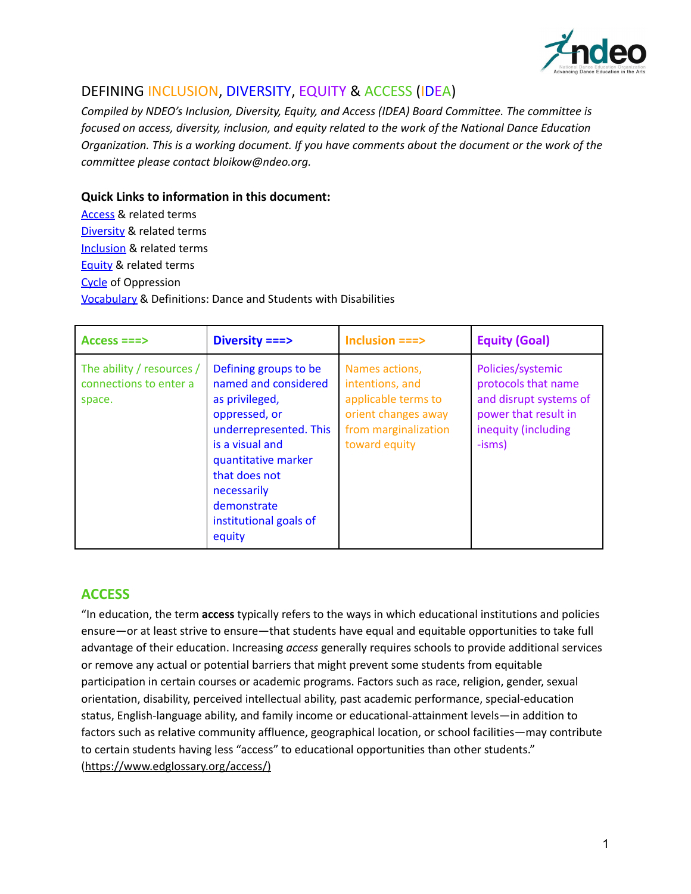# DEFINING INCLUSION, DIVERSITY, EQUITY & ACCESS (IDEA)

*Compiled by NDEO's Inclusion, Diversity, Equity, and Access (IDEA) Board Committee. The committee is focused on access, diversity, inclusion, and equity related to the work of the National Dance Education Organization. This is a working document. If you have comments about the document or the work of the committee please contact bloikow@ndeo.org.*

**Quick Links to information in this document:**

Access & related terms
Diversity & related terms
Inclusion & related terms
Equity & related terms
Cycle of Oppression
Vocabulary & Definitions: Dance and Students with Disabilities

| **Access ===>** | **Diversity ===>** | **Inclusion ===>** | **Equity (Goal)** |
|---|---|---|---|
| The ability / resources / connections to enter a space. | Defining groups to be named and considered as privileged, oppressed, or underrepresented. This is a visual and quantitative marker that does not necessarily demonstrate institutional goals of equity | Names actions, intentions, and applicable terms to orient changes away from marginalization toward equity | Policies/systemic protocols that name and disrupt systems of power that result in inequity (including -isms) |

## ACCESS

"In education, the term **access** typically refers to the ways in which educational institutions and policies ensure—or at least strive to ensure—that students have equal and equitable opportunities to take full advantage of their education. Increasing *access* generally requires schools to provide additional services or remove any actual or potential barriers that might prevent some students from equitable participation in certain courses or academic programs. Factors such as race, religion, gender, sexual orientation, disability, perceived intellectual ability, past academic performance, special-education status, English-language ability, and family income or educational-attainment levels—in addition to factors such as relative community affluence, geographical location, or school facilities—may contribute to certain students having less "access" to educational opportunities than other students." (https://www.edglossary.org/access/)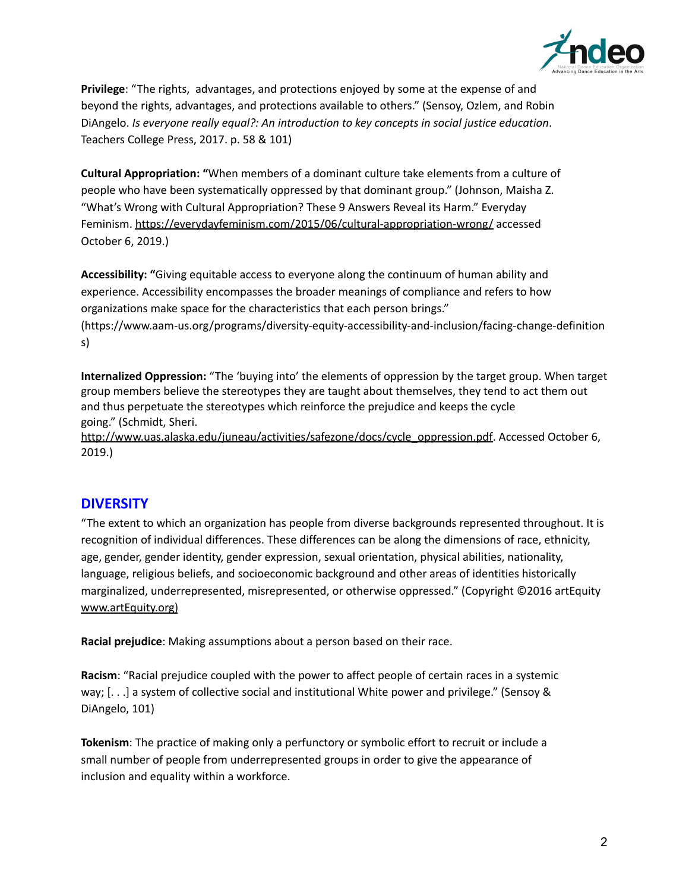**Privilege**: "The rights,  advantages, and protections enjoyed by some at the expense of and beyond the rights, advantages, and protections available to others." (Sensoy, Ozlem, and Robin DiAngelo. *Is everyone really equal?: An introduction to key concepts in social justice education*. Teachers College Press, 2017. p. 58 & 101)

**Cultural Appropriation: "**When members of a dominant culture take elements from a culture of people who have been systematically oppressed by that dominant group." (Johnson, Maisha Z. "What's Wrong with Cultural Appropriation? These 9 Answers Reveal its Harm." Everyday Feminism. https://everydayfeminism.com/2015/06/cultural-appropriation-wrong/ accessed October 6, 2019.)

**Accessibility: "**Giving equitable access to everyone along the continuum of human ability and experience. Accessibility encompasses the broader meanings of compliance and refers to how organizations make space for the characteristics that each person brings." (https://www.aam-us.org/programs/diversity-equity-accessibility-and-inclusion/facing-change-definitions)

**Internalized Oppression:** "The 'buying into' the elements of oppression by the target group. When target group members believe the stereotypes they are taught about themselves, they tend to act them out and thus perpetuate the stereotypes which reinforce the prejudice and keeps the cycle going." (Schmidt, Sheri. http://www.uas.alaska.edu/juneau/activities/safezone/docs/cycle_oppression.pdf. Accessed October 6, 2019.)

## DIVERSITY

"The extent to which an organization has people from diverse backgrounds represented throughout. It is recognition of individual differences. These differences can be along the dimensions of race, ethnicity, age, gender, gender identity, gender expression, sexual orientation, physical abilities, nationality, language, religious beliefs, and socioeconomic background and other areas of identities historically marginalized, underrepresented, misrepresented, or otherwise oppressed." (Copyright ©2016 artEquity www.artEquity.org)

**Racial prejudice**: Making assumptions about a person based on their race.

**Racism**: "Racial prejudice coupled with the power to affect people of certain races in a systemic way; [. . .] a system of collective social and institutional White power and privilege." (Sensoy & DiAngelo, 101)

**Tokenism**: The practice of making only a perfunctory or symbolic effort to recruit or include a small number of people from underrepresented groups in order to give the appearance of inclusion and equality within a workforce.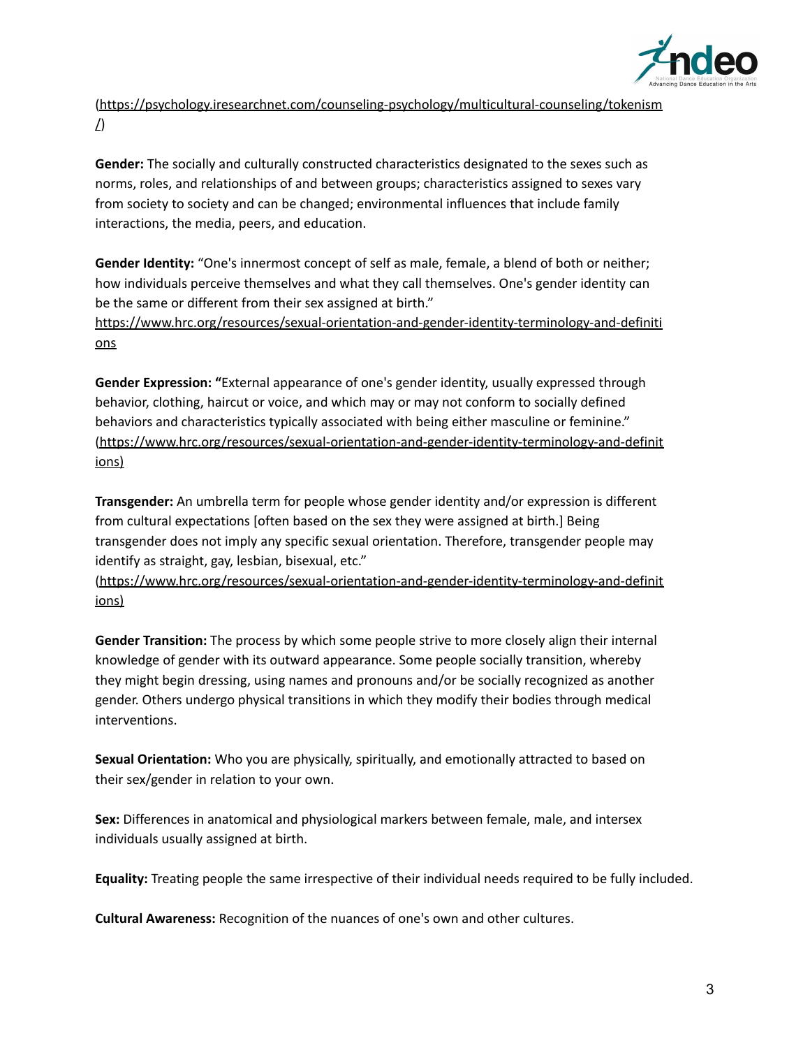(https://psychology.iresearchnet.com/counseling-psychology/multicultural-counseling/tokenism/)

**Gender:** The socially and culturally constructed characteristics designated to the sexes such as norms, roles, and relationships of and between groups; characteristics assigned to sexes vary from society to society and can be changed; environmental influences that include family interactions, the media, peers, and education.

**Gender Identity:** "One's innermost concept of self as male, female, a blend of both or neither; how individuals perceive themselves and what they call themselves. One's gender identity can be the same or different from their sex assigned at birth."
https://www.hrc.org/resources/sexual-orientation-and-gender-identity-terminology-and-definitions

**Gender Expression: "**External appearance of one's gender identity, usually expressed through behavior, clothing, haircut or voice, and which may or may not conform to socially defined behaviors and characteristics typically associated with being either masculine or feminine."
(https://www.hrc.org/resources/sexual-orientation-and-gender-identity-terminology-and-definitions)

**Transgender:** An umbrella term for people whose gender identity and/or expression is different from cultural expectations [often based on the sex they were assigned at birth.] Being transgender does not imply any specific sexual orientation. Therefore, transgender people may identify as straight, gay, lesbian, bisexual, etc."
(https://www.hrc.org/resources/sexual-orientation-and-gender-identity-terminology-and-definitions)

**Gender Transition:** The process by which some people strive to more closely align their internal knowledge of gender with its outward appearance. Some people socially transition, whereby they might begin dressing, using names and pronouns and/or be socially recognized as another gender. Others undergo physical transitions in which they modify their bodies through medical interventions.

**Sexual Orientation:** Who you are physically, spiritually, and emotionally attracted to based on their sex/gender in relation to your own.

**Sex:** Differences in anatomical and physiological markers between female, male, and intersex individuals usually assigned at birth.

**Equality:** Treating people the same irrespective of their individual needs required to be fully included.

**Cultural Awareness:** Recognition of the nuances of one's own and other cultures.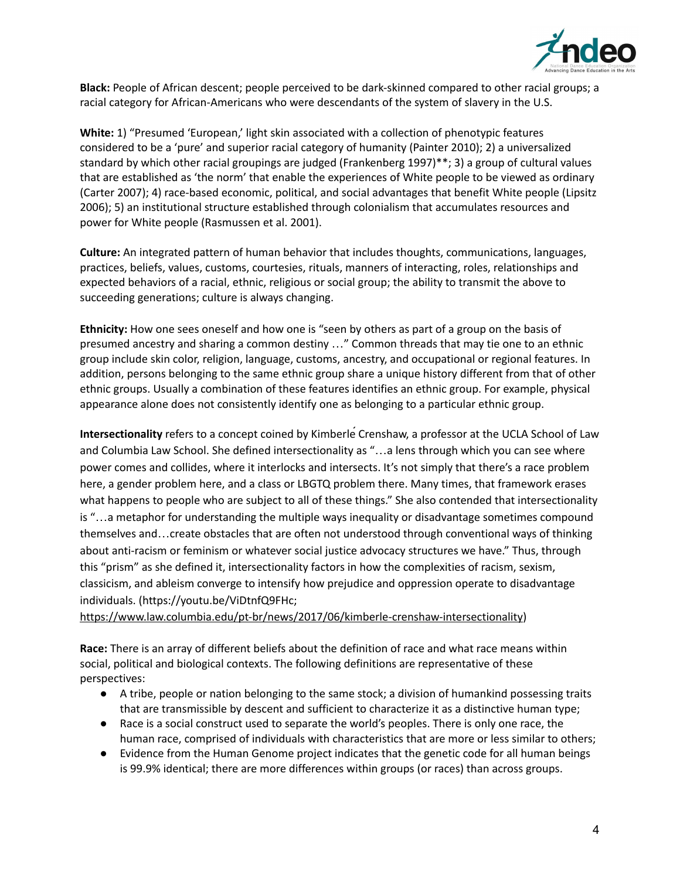**Black:** People of African descent; people perceived to be dark-skinned compared to other racial groups; a racial category for African-Americans who were descendants of the system of slavery in the U.S.

**White:** 1) "Presumed 'European,' light skin associated with a collection of phenotypic features considered to be a 'pure' and superior racial category of humanity (Painter 2010); 2) a universalized standard by which other racial groupings are judged (Frankenberg 1997)**; 3) a group of cultural values that are established as 'the norm' that enable the experiences of White people to be viewed as ordinary (Carter 2007); 4) race-based economic, political, and social advantages that benefit White people (Lipsitz 2006); 5) an institutional structure established through colonialism that accumulates resources and power for White people (Rasmussen et al. 2001).

**Culture:** An integrated pattern of human behavior that includes thoughts, communications, languages, practices, beliefs, values, customs, courtesies, rituals, manners of interacting, roles, relationships and expected behaviors of a racial, ethnic, religious or social group; the ability to transmit the above to succeeding generations; culture is always changing.

**Ethnicity:** How one sees oneself and how one is "seen by others as part of a group on the basis of presumed ancestry and sharing a common destiny …" Common threads that may tie one to an ethnic group include skin color, religion, language, customs, ancestry, and occupational or regional features. In addition, persons belonging to the same ethnic group share a unique history different from that of other ethnic groups. Usually a combination of these features identifies an ethnic group. For example, physical appearance alone does not consistently identify one as belonging to a particular ethnic group.

**Intersectionality** refers to a concept coined by Kimberlé Crenshaw, a professor at the UCLA School of Law and Columbia Law School. She defined intersectionality as "…a lens through which you can see where power comes and collides, where it interlocks and intersects. It's not simply that there's a race problem here, a gender problem here, and a class or LBGTQ problem there. Many times, that framework erases what happens to people who are subject to all of these things." She also contended that intersectionality is "…a metaphor for understanding the multiple ways inequality or disadvantage sometimes compound themselves and…create obstacles that are often not understood through conventional ways of thinking about anti-racism or feminism or whatever social justice advocacy structures we have." Thus, through this "prism" as she defined it, intersectionality factors in how the complexities of racism, sexism, classicism, and ableism converge to intensify how prejudice and oppression operate to disadvantage individuals. (https://youtu.be/ViDtnfQ9FHc; https://www.law.columbia.edu/pt-br/news/2017/06/kimberle-crenshaw-intersectionality)

**Race:** There is an array of different beliefs about the definition of race and what race means within social, political and biological contexts. The following definitions are representative of these perspectives:

- A tribe, people or nation belonging to the same stock; a division of humankind possessing traits that are transmissible by descent and sufficient to characterize it as a distinctive human type;
- Race is a social construct used to separate the world's peoples. There is only one race, the human race, comprised of individuals with characteristics that are more or less similar to others;
- Evidence from the Human Genome project indicates that the genetic code for all human beings is 99.9% identical; there are more differences within groups (or races) than across groups.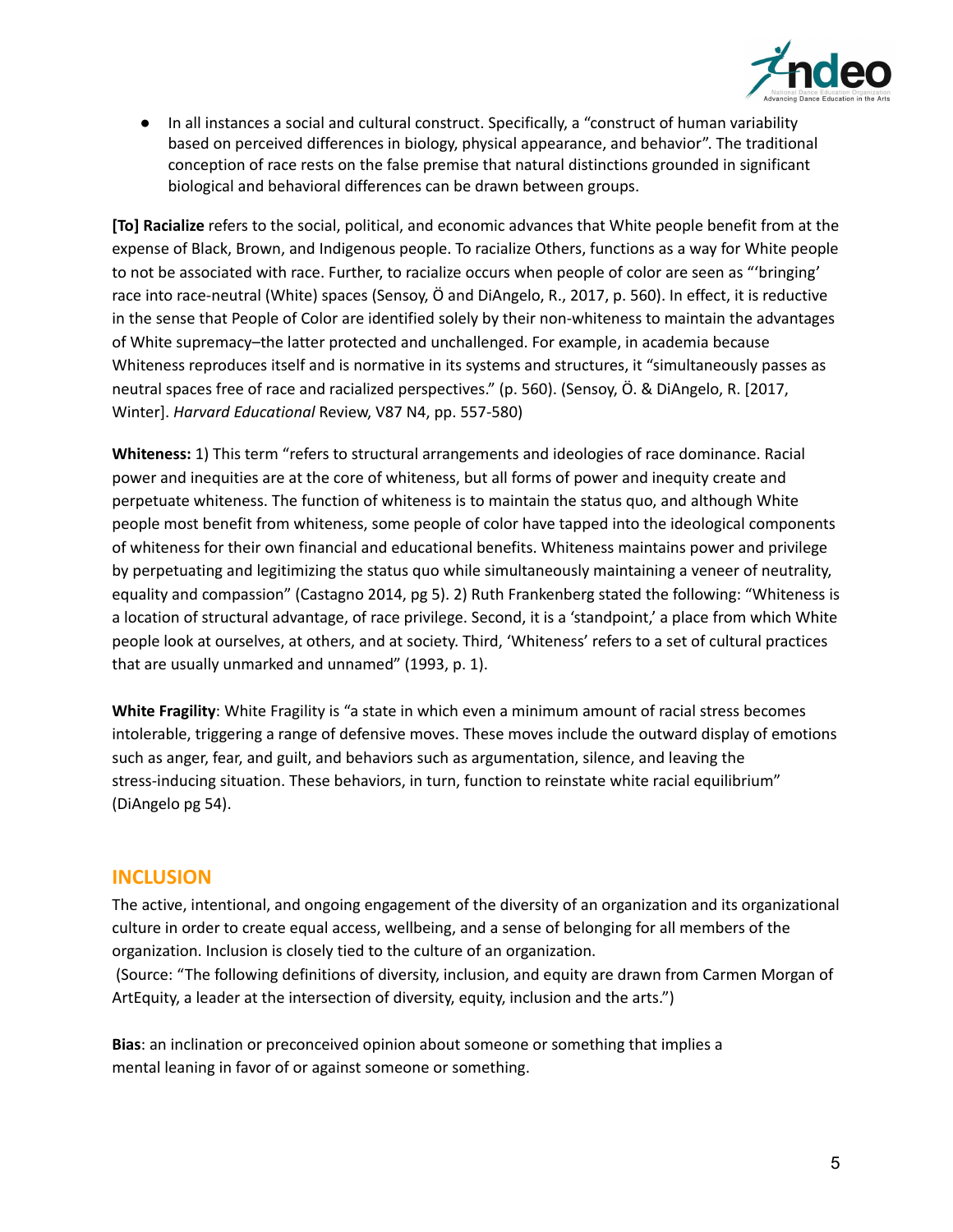- In all instances a social and cultural construct. Specifically, a "construct of human variability based on perceived differences in biology, physical appearance, and behavior". The traditional conception of race rests on the false premise that natural distinctions grounded in significant biological and behavioral differences can be drawn between groups.

**[To] Racialize** refers to the social, political, and economic advances that White people benefit from at the expense of Black, Brown, and Indigenous people. To racialize Others, functions as a way for White people to not be associated with race. Further, to racialize occurs when people of color are seen as "'bringing' race into race-neutral (White) spaces (Sensoy, Ö and DiAngelo, R., 2017, p. 560). In effect, it is reductive in the sense that People of Color are identified solely by their non-whiteness to maintain the advantages of White supremacy–the latter protected and unchallenged. For example, in academia because Whiteness reproduces itself and is normative in its systems and structures, it "simultaneously passes as neutral spaces free of race and racialized perspectives." (p. 560). (Sensoy, Ö. & DiAngelo, R. [2017, Winter]. *Harvard Educational* Review, V87 N4, pp. 557-580)

**Whiteness:** 1) This term "refers to structural arrangements and ideologies of race dominance. Racial power and inequities are at the core of whiteness, but all forms of power and inequity create and perpetuate whiteness. The function of whiteness is to maintain the status quo, and although White people most benefit from whiteness, some people of color have tapped into the ideological components of whiteness for their own financial and educational benefits. Whiteness maintains power and privilege by perpetuating and legitimizing the status quo while simultaneously maintaining a veneer of neutrality, equality and compassion" (Castagno 2014, pg 5). 2) Ruth Frankenberg stated the following: "Whiteness is a location of structural advantage, of race privilege. Second, it is a 'standpoint,' a place from which White people look at ourselves, at others, and at society. Third, 'Whiteness' refers to a set of cultural practices that are usually unmarked and unnamed" (1993, p. 1).

**White Fragility**: White Fragility is "a state in which even a minimum amount of racial stress becomes intolerable, triggering a range of defensive moves. These moves include the outward display of emotions such as anger, fear, and guilt, and behaviors such as argumentation, silence, and leaving the stress-inducing situation. These behaviors, in turn, function to reinstate white racial equilibrium" (DiAngelo pg 54).

## INCLUSION

The active, intentional, and ongoing engagement of the diversity of an organization and its organizational culture in order to create equal access, wellbeing, and a sense of belonging for all members of the organization. Inclusion is closely tied to the culture of an organization.
(Source: "The following definitions of diversity, inclusion, and equity are drawn from Carmen Morgan of ArtEquity, a leader at the intersection of diversity, equity, inclusion and the arts.")

**Bias**: an inclination or preconceived opinion about someone or something that implies a mental leaning in favor of or against someone or something.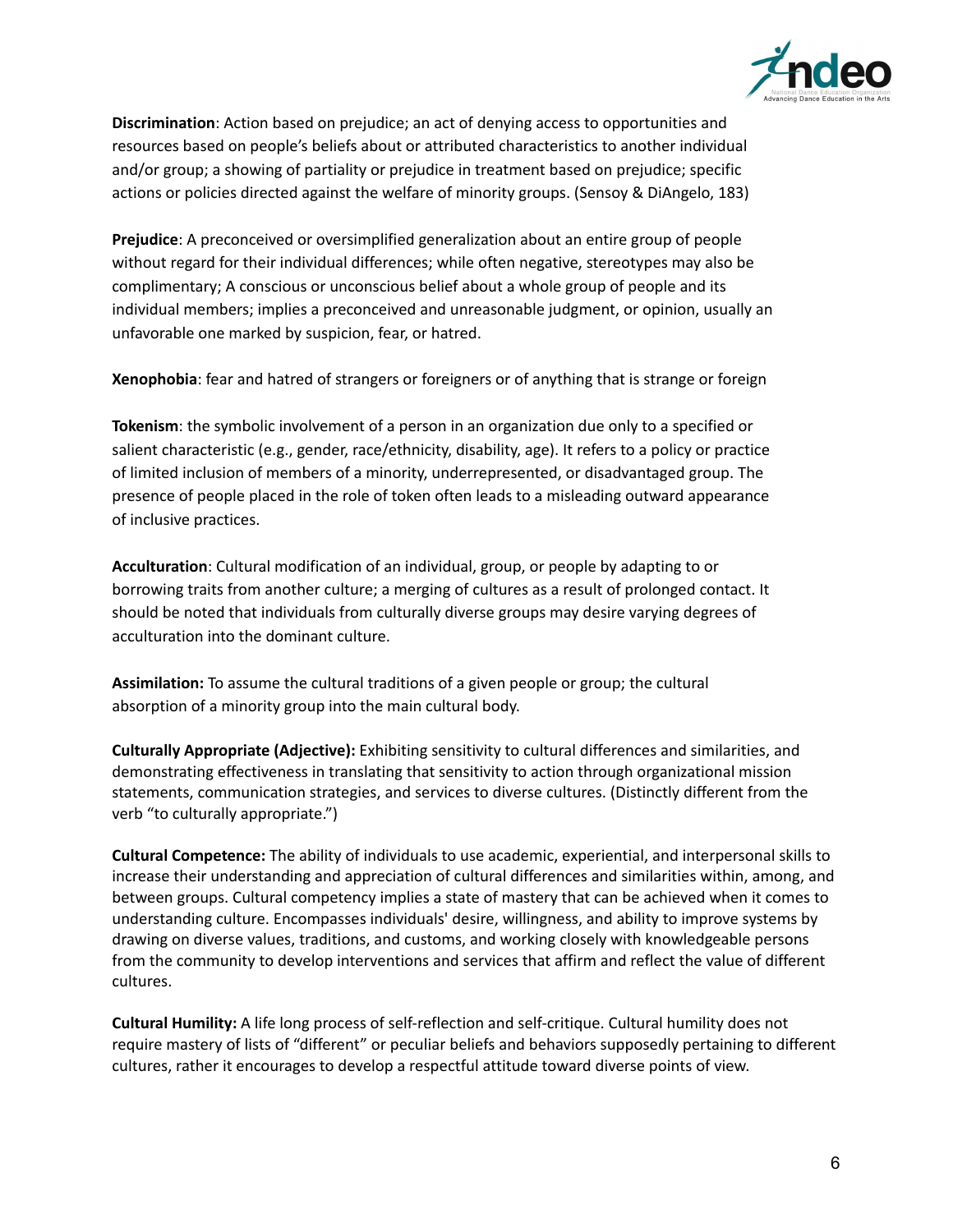**Discrimination**: Action based on prejudice; an act of denying access to opportunities and resources based on people's beliefs about or attributed characteristics to another individual and/or group; a showing of partiality or prejudice in treatment based on prejudice; specific actions or policies directed against the welfare of minority groups. (Sensoy & DiAngelo, 183)

**Prejudice**: A preconceived or oversimplified generalization about an entire group of people without regard for their individual differences; while often negative, stereotypes may also be complimentary; A conscious or unconscious belief about a whole group of people and its individual members; implies a preconceived and unreasonable judgment, or opinion, usually an unfavorable one marked by suspicion, fear, or hatred.

**Xenophobia**: fear and hatred of strangers or foreigners or of anything that is strange or foreign

**Tokenism**: the symbolic involvement of a person in an organization due only to a specified or salient characteristic (e.g., gender, race/ethnicity, disability, age). It refers to a policy or practice of limited inclusion of members of a minority, underrepresented, or disadvantaged group. The presence of people placed in the role of token often leads to a misleading outward appearance of inclusive practices.

**Acculturation**: Cultural modification of an individual, group, or people by adapting to or borrowing traits from another culture; a merging of cultures as a result of prolonged contact. It should be noted that individuals from culturally diverse groups may desire varying degrees of acculturation into the dominant culture.

**Assimilation:** To assume the cultural traditions of a given people or group; the cultural absorption of a minority group into the main cultural body.

**Culturally Appropriate (Adjective):** Exhibiting sensitivity to cultural differences and similarities, and demonstrating effectiveness in translating that sensitivity to action through organizational mission statements, communication strategies, and services to diverse cultures. (Distinctly different from the verb "to culturally appropriate.")

**Cultural Competence:** The ability of individuals to use academic, experiential, and interpersonal skills to increase their understanding and appreciation of cultural differences and similarities within, among, and between groups. Cultural competency implies a state of mastery that can be achieved when it comes to understanding culture. Encompasses individuals' desire, willingness, and ability to improve systems by drawing on diverse values, traditions, and customs, and working closely with knowledgeable persons from the community to develop interventions and services that affirm and reflect the value of different cultures.

**Cultural Humility:** A life long process of self-reflection and self-critique. Cultural humility does not require mastery of lists of "different" or peculiar beliefs and behaviors supposedly pertaining to different cultures, rather it encourages to develop a respectful attitude toward diverse points of view.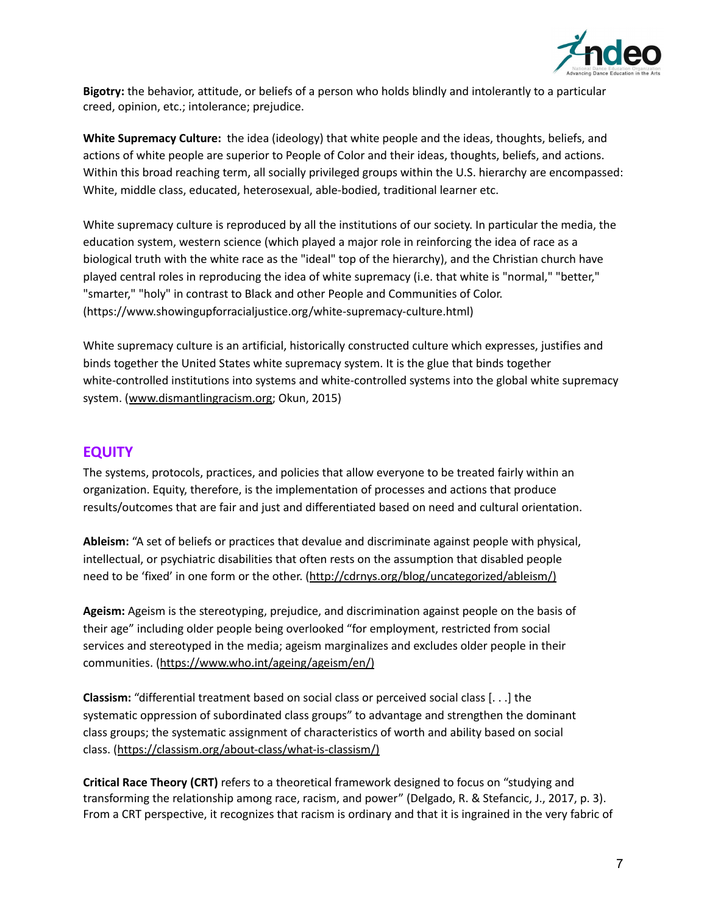**Bigotry:** the behavior, attitude, or beliefs of a person who holds blindly and intolerantly to a particular creed, opinion, etc.; intolerance; prejudice.

**White Supremacy Culture:** the idea (ideology) that white people and the ideas, thoughts, beliefs, and actions of white people are superior to People of Color and their ideas, thoughts, beliefs, and actions. Within this broad reaching term, all socially privileged groups within the U.S. hierarchy are encompassed: White, middle class, educated, heterosexual, able-bodied, traditional learner etc.

White supremacy culture is reproduced by all the institutions of our society. In particular the media, the education system, western science (which played a major role in reinforcing the idea of race as a biological truth with the white race as the "ideal" top of the hierarchy), and the Christian church have played central roles in reproducing the idea of white supremacy (i.e. that white is "normal," "better," "smarter," "holy" in contrast to Black and other People and Communities of Color. (https://www.showingupforracialjustice.org/white-supremacy-culture.html)

White supremacy culture is an artificial, historically constructed culture which expresses, justifies and binds together the United States white supremacy system. It is the glue that binds together white-controlled institutions into systems and white-controlled systems into the global white supremacy system. (www.dismantlingracism.org; Okun, 2015)

## EQUITY

The systems, protocols, practices, and policies that allow everyone to be treated fairly within an organization. Equity, therefore, is the implementation of processes and actions that produce results/outcomes that are fair and just and differentiated based on need and cultural orientation.

**Ableism:** "A set of beliefs or practices that devalue and discriminate against people with physical, intellectual, or psychiatric disabilities that often rests on the assumption that disabled people need to be 'fixed' in one form or the other. (http://cdrnys.org/blog/uncategorized/ableism/)

**Ageism:** Ageism is the stereotyping, prejudice, and discrimination against people on the basis of their age" including older people being overlooked "for employment, restricted from social services and stereotyped in the media; ageism marginalizes and excludes older people in their communities. (https://www.who.int/ageing/ageism/en/)

**Classism:** "differential treatment based on social class or perceived social class [. . .] the systematic oppression of subordinated class groups" to advantage and strengthen the dominant class groups; the systematic assignment of characteristics of worth and ability based on social class. (https://classism.org/about-class/what-is-classism/)

**Critical Race Theory (CRT)** refers to a theoretical framework designed to focus on "studying and transforming the relationship among race, racism, and power" (Delgado, R. & Stefancic, J., 2017, p. 3). From a CRT perspective, it recognizes that racism is ordinary and that it is ingrained in the very fabric of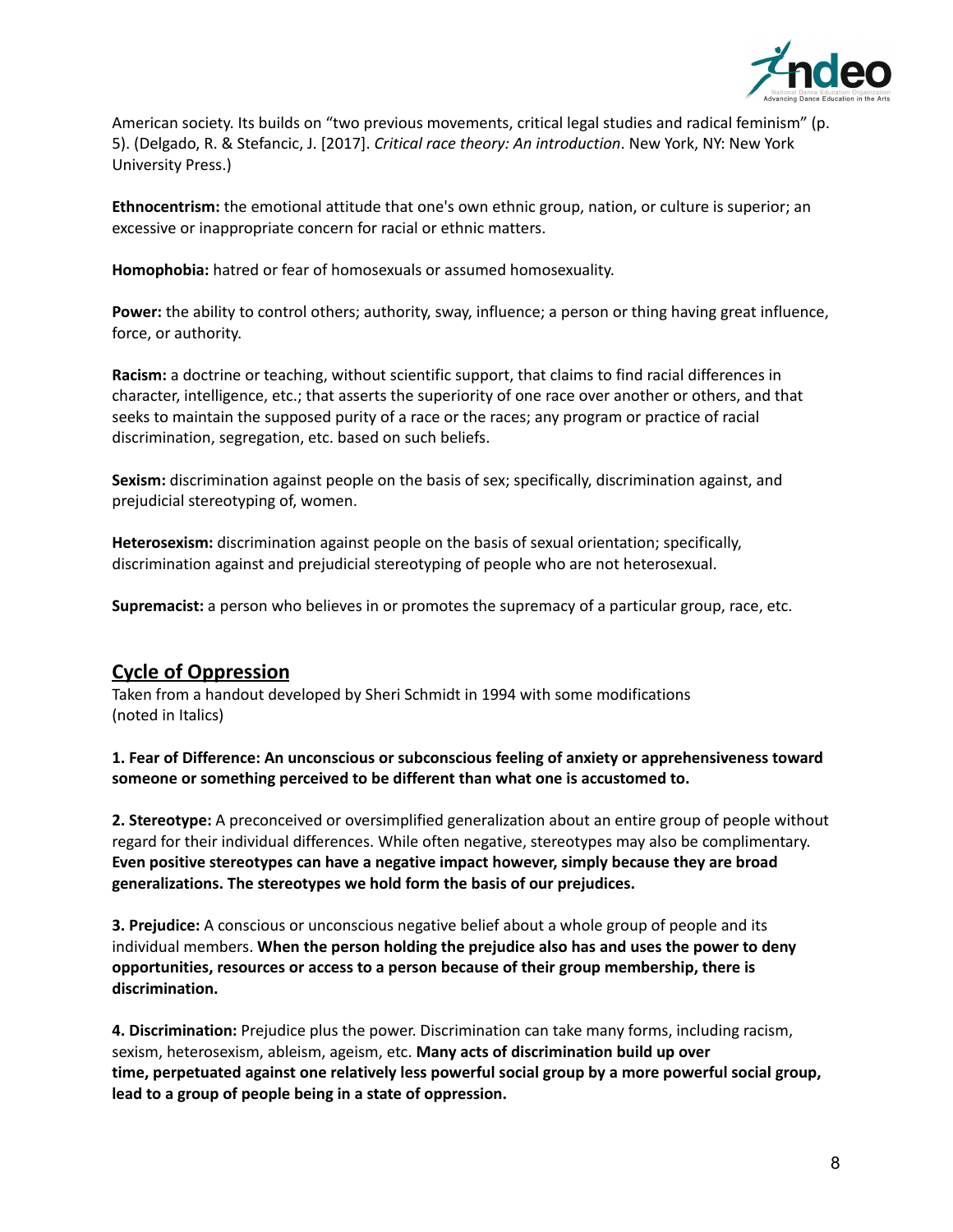American society. Its builds on "two previous movements, critical legal studies and radical feminism" (p. 5). (Delgado, R. & Stefancic, J. [2017]. *Critical race theory: An introduction*. New York, NY: New York University Press.)

**Ethnocentrism:** the emotional attitude that one's own ethnic group, nation, or culture is superior; an excessive or inappropriate concern for racial or ethnic matters.

**Homophobia:** hatred or fear of homosexuals or assumed homosexuality.

**Power:** the ability to control others; authority, sway, influence; a person or thing having great influence, force, or authority.

**Racism:** a doctrine or teaching, without scientific support, that claims to find racial differences in character, intelligence, etc.; that asserts the superiority of one race over another or others, and that seeks to maintain the supposed purity of a race or the races; any program or practice of racial discrimination, segregation, etc. based on such beliefs.

**Sexism:** discrimination against people on the basis of sex; specifically, discrimination against, and prejudicial stereotyping of, women.

**Heterosexism:** discrimination against people on the basis of sexual orientation; specifically, discrimination against and prejudicial stereotyping of people who are not heterosexual.

**Supremacist:** a person who believes in or promotes the supremacy of a particular group, race, etc.

## Cycle of Oppression

Taken from a handout developed by Sheri Schmidt in 1994 with some modifications (noted in Italics)

**1. Fear of Difference: An unconscious or subconscious feeling of anxiety or apprehensiveness toward someone or something perceived to be different than what one is accustomed to.**

**2. Stereotype:** A preconceived or oversimplified generalization about an entire group of people without regard for their individual differences. While often negative, stereotypes may also be complimentary. **Even positive stereotypes can have a negative impact however, simply because they are broad generalizations. The stereotypes we hold form the basis of our prejudices.**

**3. Prejudice:** A conscious or unconscious negative belief about a whole group of people and its individual members. **When the person holding the prejudice also has and uses the power to deny opportunities, resources or access to a person because of their group membership, there is discrimination.**

**4. Discrimination:** Prejudice plus the power. Discrimination can take many forms, including racism, sexism, heterosexism, ableism, ageism, etc. **Many acts of discrimination build up over time, perpetuated against one relatively less powerful social group by a more powerful social group, lead to a group of people being in a state of oppression.**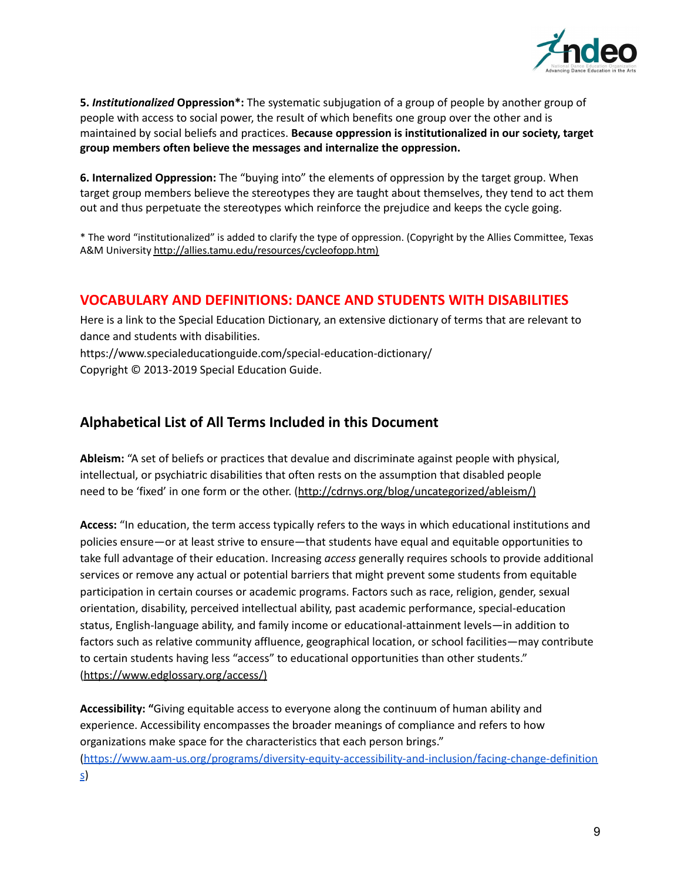**5. *Institutionalized* Oppression*:** The systematic subjugation of a group of people by another group of people with access to social power, the result of which benefits one group over the other and is maintained by social beliefs and practices. **Because oppression is institutionalized in our society, target group members often believe the messages and internalize the oppression.**

**6. Internalized Oppression:** The "buying into" the elements of oppression by the target group. When target group members believe the stereotypes they are taught about themselves, they tend to act them out and thus perpetuate the stereotypes which reinforce the prejudice and keeps the cycle going.

* The word "institutionalized" is added to clarify the type of oppression. (Copyright by the Allies Committee, Texas A&M University http://allies.tamu.edu/resources/cycleofopp.htm)

## VOCABULARY AND DEFINITIONS: DANCE AND STUDENTS WITH DISABILITIES

Here is a link to the Special Education Dictionary, an extensive dictionary of terms that are relevant to dance and students with disabilities.
https://www.specialeducationguide.com/special-education-dictionary/
Copyright © 2013-2019 Special Education Guide.

## Alphabetical List of All Terms Included in this Document

**Ableism:** "A set of beliefs or practices that devalue and discriminate against people with physical, intellectual, or psychiatric disabilities that often rests on the assumption that disabled people need to be 'fixed' in one form or the other. (http://cdrnys.org/blog/uncategorized/ableism/)

**Access:** "In education, the term access typically refers to the ways in which educational institutions and policies ensure—or at least strive to ensure—that students have equal and equitable opportunities to take full advantage of their education. Increasing *access* generally requires schools to provide additional services or remove any actual or potential barriers that might prevent some students from equitable participation in certain courses or academic programs. Factors such as race, religion, gender, sexual orientation, disability, perceived intellectual ability, past academic performance, special-education status, English-language ability, and family income or educational-attainment levels—in addition to factors such as relative community affluence, geographical location, or school facilities—may contribute to certain students having less "access" to educational opportunities than other students." (https://www.edglossary.org/access/)

**Accessibility: "**Giving equitable access to everyone along the continuum of human ability and experience. Accessibility encompasses the broader meanings of compliance and refers to how organizations make space for the characteristics that each person brings." (https://www.aam-us.org/programs/diversity-equity-accessibility-and-inclusion/facing-change-definitions)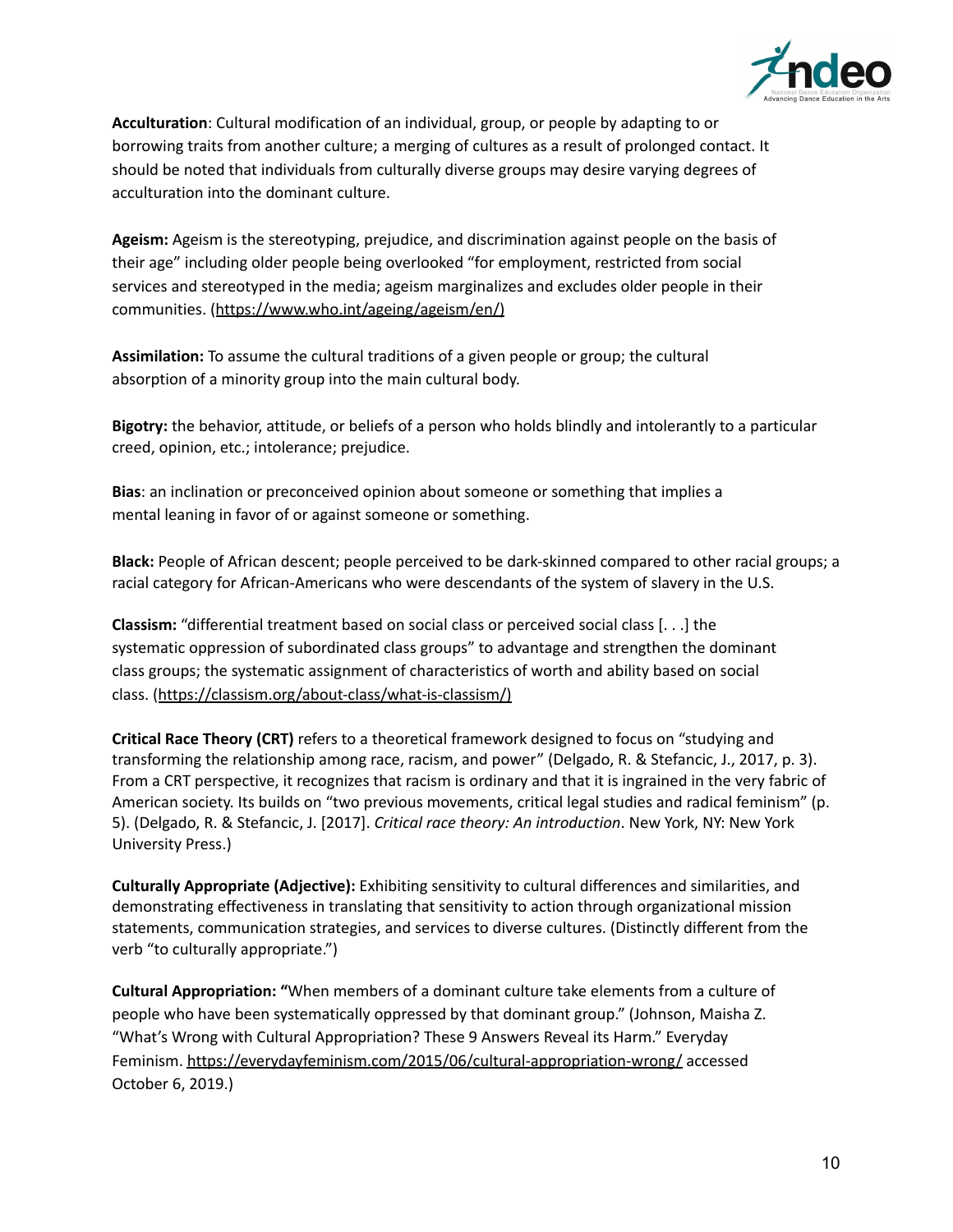**Acculturation**: Cultural modification of an individual, group, or people by adapting to or borrowing traits from another culture; a merging of cultures as a result of prolonged contact. It should be noted that individuals from culturally diverse groups may desire varying degrees of acculturation into the dominant culture.

**Ageism:** Ageism is the stereotyping, prejudice, and discrimination against people on the basis of their age" including older people being overlooked "for employment, restricted from social services and stereotyped in the media; ageism marginalizes and excludes older people in their communities. (https://www.who.int/ageing/ageism/en/)

**Assimilation:** To assume the cultural traditions of a given people or group; the cultural absorption of a minority group into the main cultural body.

**Bigotry:** the behavior, attitude, or beliefs of a person who holds blindly and intolerantly to a particular creed, opinion, etc.; intolerance; prejudice.

**Bias**: an inclination or preconceived opinion about someone or something that implies a mental leaning in favor of or against someone or something.

**Black:** People of African descent; people perceived to be dark-skinned compared to other racial groups; a racial category for African-Americans who were descendants of the system of slavery in the U.S.

**Classism:** "differential treatment based on social class or perceived social class [. . .] the systematic oppression of subordinated class groups" to advantage and strengthen the dominant class groups; the systematic assignment of characteristics of worth and ability based on social class. (https://classism.org/about-class/what-is-classism/)

**Critical Race Theory (CRT)** refers to a theoretical framework designed to focus on "studying and transforming the relationship among race, racism, and power" (Delgado, R. & Stefancic, J., 2017, p. 3). From a CRT perspective, it recognizes that racism is ordinary and that it is ingrained in the very fabric of American society. Its builds on "two previous movements, critical legal studies and radical feminism" (p. 5). (Delgado, R. & Stefancic, J. [2017]. *Critical race theory: An introduction*. New York, NY: New York University Press.)

**Culturally Appropriate (Adjective):** Exhibiting sensitivity to cultural differences and similarities, and demonstrating effectiveness in translating that sensitivity to action through organizational mission statements, communication strategies, and services to diverse cultures. (Distinctly different from the verb "to culturally appropriate.")

**Cultural Appropriation: "**When members of a dominant culture take elements from a culture of people who have been systematically oppressed by that dominant group." (Johnson, Maisha Z. "What's Wrong with Cultural Appropriation? These 9 Answers Reveal its Harm." Everyday Feminism. https://everydayfeminism.com/2015/06/cultural-appropriation-wrong/ accessed October 6, 2019.)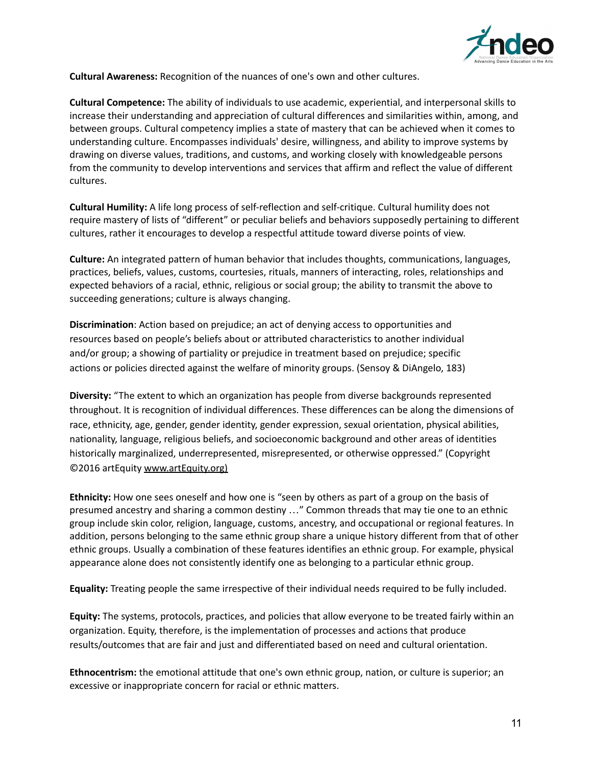**Cultural Awareness:** Recognition of the nuances of one's own and other cultures.

**Cultural Competence:** The ability of individuals to use academic, experiential, and interpersonal skills to increase their understanding and appreciation of cultural differences and similarities within, among, and between groups. Cultural competency implies a state of mastery that can be achieved when it comes to understanding culture. Encompasses individuals' desire, willingness, and ability to improve systems by drawing on diverse values, traditions, and customs, and working closely with knowledgeable persons from the community to develop interventions and services that affirm and reflect the value of different cultures.

**Cultural Humility:** A life long process of self-reflection and self-critique. Cultural humility does not require mastery of lists of "different" or peculiar beliefs and behaviors supposedly pertaining to different cultures, rather it encourages to develop a respectful attitude toward diverse points of view.

**Culture:** An integrated pattern of human behavior that includes thoughts, communications, languages, practices, beliefs, values, customs, courtesies, rituals, manners of interacting, roles, relationships and expected behaviors of a racial, ethnic, religious or social group; the ability to transmit the above to succeeding generations; culture is always changing.

**Discrimination**: Action based on prejudice; an act of denying access to opportunities and resources based on people's beliefs about or attributed characteristics to another individual and/or group; a showing of partiality or prejudice in treatment based on prejudice; specific actions or policies directed against the welfare of minority groups. (Sensoy & DiAngelo, 183)

**Diversity:** "The extent to which an organization has people from diverse backgrounds represented throughout. It is recognition of individual differences. These differences can be along the dimensions of race, ethnicity, age, gender, gender identity, gender expression, sexual orientation, physical abilities, nationality, language, religious beliefs, and socioeconomic background and other areas of identities historically marginalized, underrepresented, misrepresented, or otherwise oppressed." (Copyright ©2016 artEquity www.artEquity.org)

**Ethnicity:** How one sees oneself and how one is "seen by others as part of a group on the basis of presumed ancestry and sharing a common destiny …" Common threads that may tie one to an ethnic group include skin color, religion, language, customs, ancestry, and occupational or regional features. In addition, persons belonging to the same ethnic group share a unique history different from that of other ethnic groups. Usually a combination of these features identifies an ethnic group. For example, physical appearance alone does not consistently identify one as belonging to a particular ethnic group.

**Equality:** Treating people the same irrespective of their individual needs required to be fully included.

**Equity:** The systems, protocols, practices, and policies that allow everyone to be treated fairly within an organization. Equity, therefore, is the implementation of processes and actions that produce results/outcomes that are fair and just and differentiated based on need and cultural orientation.

**Ethnocentrism:** the emotional attitude that one's own ethnic group, nation, or culture is superior; an excessive or inappropriate concern for racial or ethnic matters.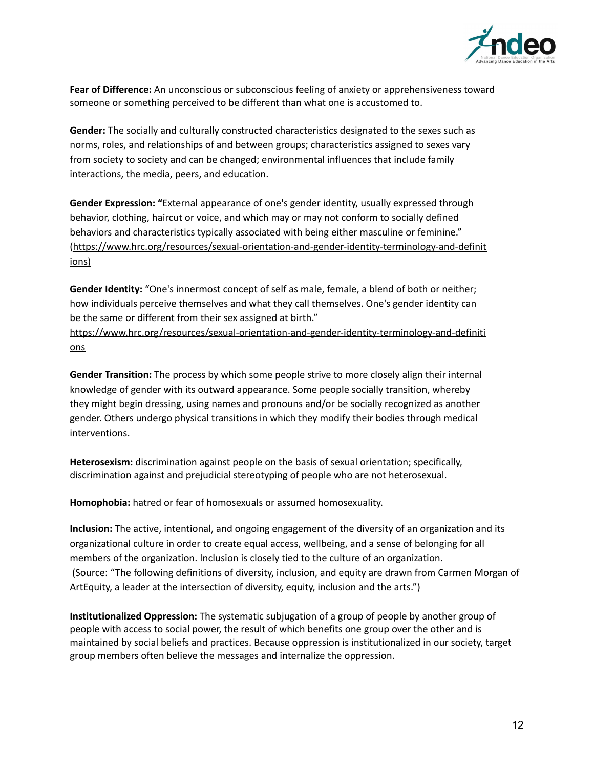**Fear of Difference:** An unconscious or subconscious feeling of anxiety or apprehensiveness toward someone or something perceived to be different than what one is accustomed to.

**Gender:** The socially and culturally constructed characteristics designated to the sexes such as norms, roles, and relationships of and between groups; characteristics assigned to sexes vary from society to society and can be changed; environmental influences that include family interactions, the media, peers, and education.

**Gender Expression:** "External appearance of one's gender identity, usually expressed through behavior, clothing, haircut or voice, and which may or may not conform to socially defined behaviors and characteristics typically associated with being either masculine or feminine." (https://www.hrc.org/resources/sexual-orientation-and-gender-identity-terminology-and-definitions)

**Gender Identity:** "One's innermost concept of self as male, female, a blend of both or neither; how individuals perceive themselves and what they call themselves. One's gender identity can be the same or different from their sex assigned at birth." https://www.hrc.org/resources/sexual-orientation-and-gender-identity-terminology-and-definitions

**Gender Transition:** The process by which some people strive to more closely align their internal knowledge of gender with its outward appearance. Some people socially transition, whereby they might begin dressing, using names and pronouns and/or be socially recognized as another gender. Others undergo physical transitions in which they modify their bodies through medical interventions.

**Heterosexism:** discrimination against people on the basis of sexual orientation; specifically, discrimination against and prejudicial stereotyping of people who are not heterosexual.

**Homophobia:** hatred or fear of homosexuals or assumed homosexuality.

**Inclusion:** The active, intentional, and ongoing engagement of the diversity of an organization and its organizational culture in order to create equal access, wellbeing, and a sense of belonging for all members of the organization. Inclusion is closely tied to the culture of an organization. (Source: "The following definitions of diversity, inclusion, and equity are drawn from Carmen Morgan of ArtEquity, a leader at the intersection of diversity, equity, inclusion and the arts.")

**Institutionalized Oppression:** The systematic subjugation of a group of people by another group of people with access to social power, the result of which benefits one group over the other and is maintained by social beliefs and practices. Because oppression is institutionalized in our society, target group members often believe the messages and internalize the oppression.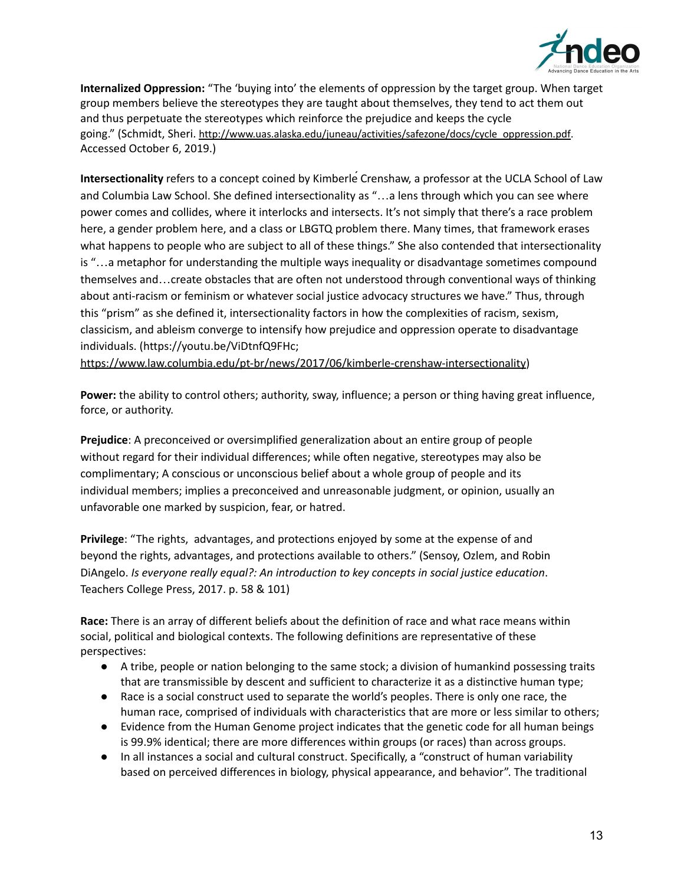**Internalized Oppression:** "The 'buying into' the elements of oppression by the target group. When target group members believe the stereotypes they are taught about themselves, they tend to act them out and thus perpetuate the stereotypes which reinforce the prejudice and keeps the cycle going." (Schmidt, Sheri. http://www.uas.alaska.edu/juneau/activities/safezone/docs/cycle_oppression.pdf. Accessed October 6, 2019.)

**Intersectionality** refers to a concept coined by Kimberlé Crenshaw, a professor at the UCLA School of Law and Columbia Law School. She defined intersectionality as "…a lens through which you can see where power comes and collides, where it interlocks and intersects. It's not simply that there's a race problem here, a gender problem here, and a class or LBGTQ problem there. Many times, that framework erases what happens to people who are subject to all of these things." She also contended that intersectionality is "…a metaphor for understanding the multiple ways inequality or disadvantage sometimes compound themselves and…create obstacles that are often not understood through conventional ways of thinking about anti-racism or feminism or whatever social justice advocacy structures we have." Thus, through this "prism" as she defined it, intersectionality factors in how the complexities of racism, sexism, classicism, and ableism converge to intensify how prejudice and oppression operate to disadvantage individuals. (https://youtu.be/ViDtnfQ9FHc; https://www.law.columbia.edu/pt-br/news/2017/06/kimberle-crenshaw-intersectionality)

**Power:** the ability to control others; authority, sway, influence; a person or thing having great influence, force, or authority.

**Prejudice**: A preconceived or oversimplified generalization about an entire group of people without regard for their individual differences; while often negative, stereotypes may also be complimentary; A conscious or unconscious belief about a whole group of people and its individual members; implies a preconceived and unreasonable judgment, or opinion, usually an unfavorable one marked by suspicion, fear, or hatred.

**Privilege**: "The rights, advantages, and protections enjoyed by some at the expense of and beyond the rights, advantages, and protections available to others." (Sensoy, Ozlem, and Robin DiAngelo. *Is everyone really equal?: An introduction to key concepts in social justice education*. Teachers College Press, 2017. p. 58 & 101)

**Race:** There is an array of different beliefs about the definition of race and what race means within social, political and biological contexts. The following definitions are representative of these perspectives:

- A tribe, people or nation belonging to the same stock; a division of humankind possessing traits that are transmissible by descent and sufficient to characterize it as a distinctive human type;
- Race is a social construct used to separate the world's peoples. There is only one race, the human race, comprised of individuals with characteristics that are more or less similar to others;
- Evidence from the Human Genome project indicates that the genetic code for all human beings is 99.9% identical; there are more differences within groups (or races) than across groups.
- In all instances a social and cultural construct. Specifically, a "construct of human variability based on perceived differences in biology, physical appearance, and behavior". The traditional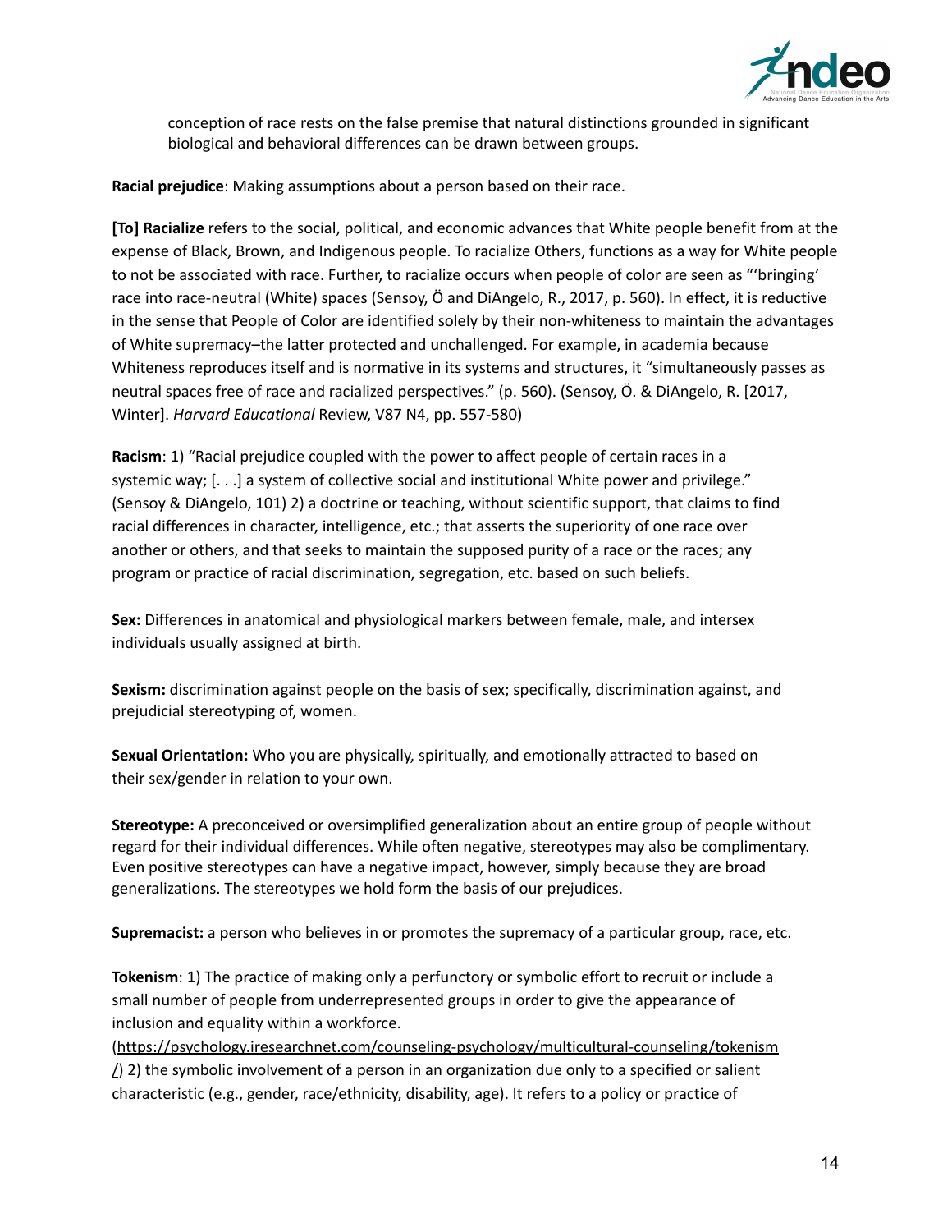conception of race rests on the false premise that natural distinctions grounded in significant biological and behavioral differences can be drawn between groups.

**Racial prejudice**: Making assumptions about a person based on their race.

**[To] Racialize** refers to the social, political, and economic advances that White people benefit from at the expense of Black, Brown, and Indigenous people. To racialize Others, functions as a way for White people to not be associated with race. Further, to racialize occurs when people of color are seen as "'bringing' race into race-neutral (White) spaces (Sensoy, Ö and DiAngelo, R., 2017, p. 560). In effect, it is reductive in the sense that People of Color are identified solely by their non-whiteness to maintain the advantages of White supremacy–the latter protected and unchallenged. For example, in academia because Whiteness reproduces itself and is normative in its systems and structures, it "simultaneously passes as neutral spaces free of race and racialized perspectives." (p. 560). (Sensoy, Ö. & DiAngelo, R. [2017, Winter]. *Harvard Educational* Review, V87 N4, pp. 557-580)

**Racism**: 1) "Racial prejudice coupled with the power to affect people of certain races in a systemic way; [. . .] a system of collective social and institutional White power and privilege." (Sensoy & DiAngelo, 101) 2) a doctrine or teaching, without scientific support, that claims to find racial differences in character, intelligence, etc.; that asserts the superiority of one race over another or others, and that seeks to maintain the supposed purity of a race or the races; any program or practice of racial discrimination, segregation, etc. based on such beliefs.

**Sex:** Differences in anatomical and physiological markers between female, male, and intersex individuals usually assigned at birth.

**Sexism:** discrimination against people on the basis of sex; specifically, discrimination against, and prejudicial stereotyping of, women.

**Sexual Orientation:** Who you are physically, spiritually, and emotionally attracted to based on their sex/gender in relation to your own.

**Stereotype:** A preconceived or oversimplified generalization about an entire group of people without regard for their individual differences. While often negative, stereotypes may also be complimentary. Even positive stereotypes can have a negative impact, however, simply because they are broad generalizations. The stereotypes we hold form the basis of our prejudices.

**Supremacist:** a person who believes in or promotes the supremacy of a particular group, race, etc.

**Tokenism**: 1) The practice of making only a perfunctory or symbolic effort to recruit or include a small number of people from underrepresented groups in order to give the appearance of inclusion and equality within a workforce. (https://psychology.iresearchnet.com/counseling-psychology/multicultural-counseling/tokenism/) 2) the symbolic involvement of a person in an organization due only to a specified or salient characteristic (e.g., gender, race/ethnicity, disability, age). It refers to a policy or practice of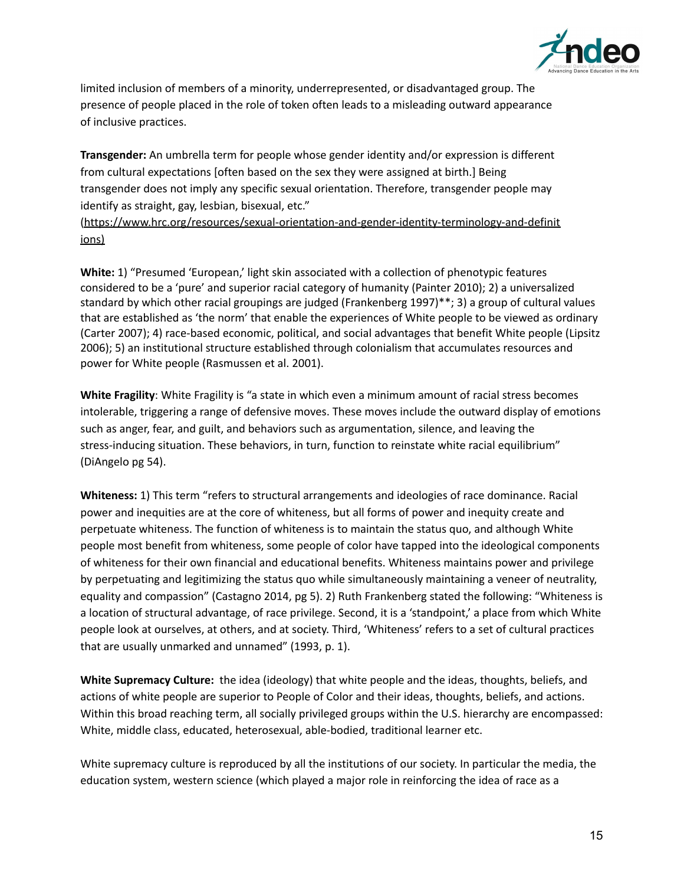limited inclusion of members of a minority, underrepresented, or disadvantaged group. The presence of people placed in the role of token often leads to a misleading outward appearance of inclusive practices.

**Transgender:** An umbrella term for people whose gender identity and/or expression is different from cultural expectations [often based on the sex they were assigned at birth.] Being transgender does not imply any specific sexual orientation. Therefore, transgender people may identify as straight, gay, lesbian, bisexual, etc."
(https://www.hrc.org/resources/sexual-orientation-and-gender-identity-terminology-and-definitions)

**White:** 1) "Presumed 'European,' light skin associated with a collection of phenotypic features considered to be a 'pure' and superior racial category of humanity (Painter 2010); 2) a universalized standard by which other racial groupings are judged (Frankenberg 1997)**; 3) a group of cultural values that are established as 'the norm' that enable the experiences of White people to be viewed as ordinary (Carter 2007); 4) race-based economic, political, and social advantages that benefit White people (Lipsitz 2006); 5) an institutional structure established through colonialism that accumulates resources and power for White people (Rasmussen et al. 2001).

**White Fragility**: White Fragility is "a state in which even a minimum amount of racial stress becomes intolerable, triggering a range of defensive moves. These moves include the outward display of emotions such as anger, fear, and guilt, and behaviors such as argumentation, silence, and leaving the stress-inducing situation. These behaviors, in turn, function to reinstate white racial equilibrium" (DiAngelo pg 54).

**Whiteness:** 1) This term "refers to structural arrangements and ideologies of race dominance. Racial power and inequities are at the core of whiteness, but all forms of power and inequity create and perpetuate whiteness. The function of whiteness is to maintain the status quo, and although White people most benefit from whiteness, some people of color have tapped into the ideological components of whiteness for their own financial and educational benefits. Whiteness maintains power and privilege by perpetuating and legitimizing the status quo while simultaneously maintaining a veneer of neutrality, equality and compassion" (Castagno 2014, pg 5). 2) Ruth Frankenberg stated the following: "Whiteness is a location of structural advantage, of race privilege. Second, it is a 'standpoint,' a place from which White people look at ourselves, at others, and at society. Third, 'Whiteness' refers to a set of cultural practices that are usually unmarked and unnamed" (1993, p. 1).

**White Supremacy Culture:** the idea (ideology) that white people and the ideas, thoughts, beliefs, and actions of white people are superior to People of Color and their ideas, thoughts, beliefs, and actions. Within this broad reaching term, all socially privileged groups within the U.S. hierarchy are encompassed: White, middle class, educated, heterosexual, able-bodied, traditional learner etc.

White supremacy culture is reproduced by all the institutions of our society. In particular the media, the education system, western science (which played a major role in reinforcing the idea of race as a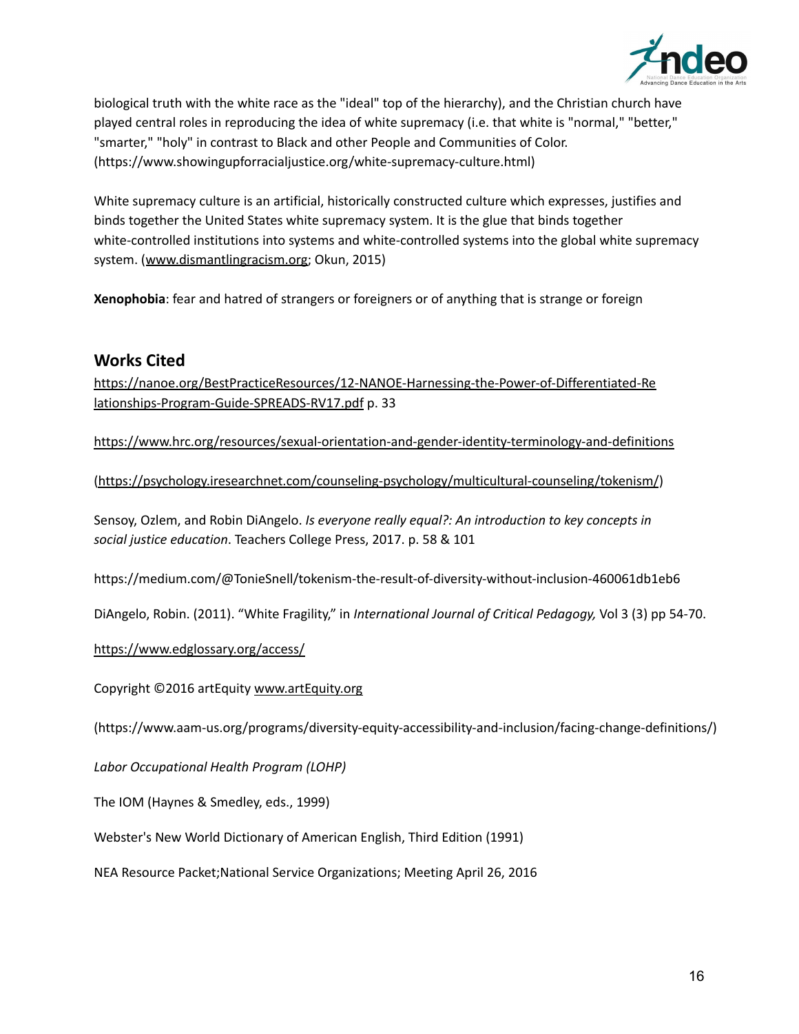biological truth with the white race as the "ideal" top of the hierarchy), and the Christian church have played central roles in reproducing the idea of white supremacy (i.e. that white is "normal," "better," "smarter," "holy" in contrast to Black and other People and Communities of Color. (https://www.showingupforracialjustice.org/white-supremacy-culture.html)

White supremacy culture is an artificial, historically constructed culture which expresses, justifies and binds together the United States white supremacy system. It is the glue that binds together white-controlled institutions into systems and white-controlled systems into the global white supremacy system. (www.dismantlingracism.org; Okun, 2015)

**Xenophobia**: fear and hatred of strangers or foreigners or of anything that is strange or foreign

## Works Cited

https://nanoe.org/BestPracticeResources/12-NANOE-Harnessing-the-Power-of-Differentiated-Relationships-Program-Guide-SPREADS-RV17.pdf p. 33

https://www.hrc.org/resources/sexual-orientation-and-gender-identity-terminology-and-definitions

(https://psychology.iresearchnet.com/counseling-psychology/multicultural-counseling/tokenism/)

Sensoy, Ozlem, and Robin DiAngelo. *Is everyone really equal?: An introduction to key concepts in social justice education*. Teachers College Press, 2017. p. 58 & 101

https://medium.com/@TonieSnell/tokenism-the-result-of-diversity-without-inclusion-460061db1eb6

DiAngelo, Robin. (2011). "White Fragility," in *International Journal of Critical Pedagogy,* Vol 3 (3) pp 54-70.

https://www.edglossary.org/access/

Copyright ©2016 artEquity www.artEquity.org

(https://www.aam-us.org/programs/diversity-equity-accessibility-and-inclusion/facing-change-definitions/)

*Labor Occupational Health Program (LOHP)*

The IOM (Haynes & Smedley, eds., 1999)

Webster's New World Dictionary of American English, Third Edition (1991)

NEA Resource Packet;National Service Organizations; Meeting April 26, 2016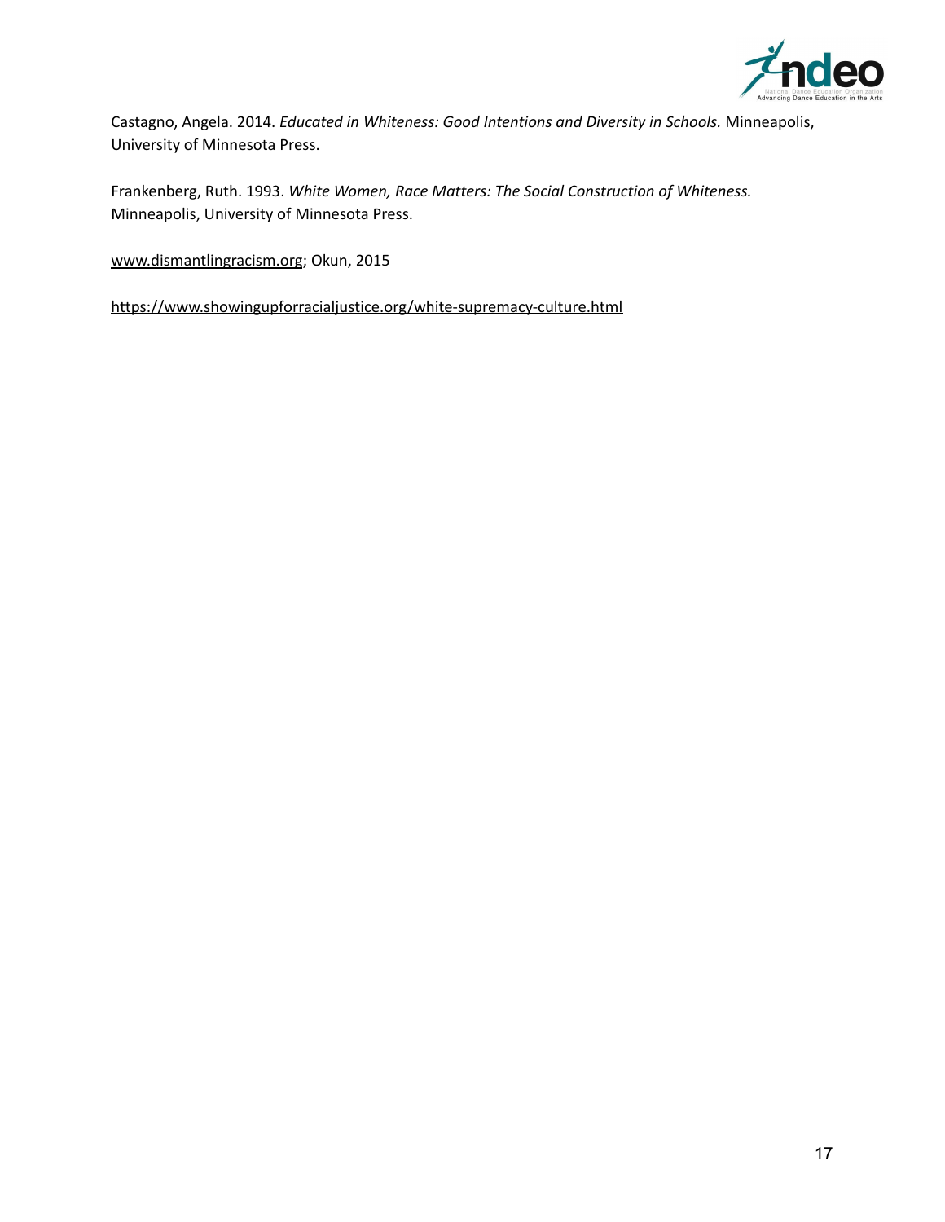Castagno, Angela. 2014. *Educated in Whiteness: Good Intentions and Diversity in Schools.* Minneapolis, University of Minnesota Press.

Frankenberg, Ruth. 1993. *White Women, Race Matters: The Social Construction of Whiteness.* Minneapolis, University of Minnesota Press.

www.dismantlingracism.org; Okun, 2015

https://www.showingupforracialjustice.org/white-supremacy-culture.html